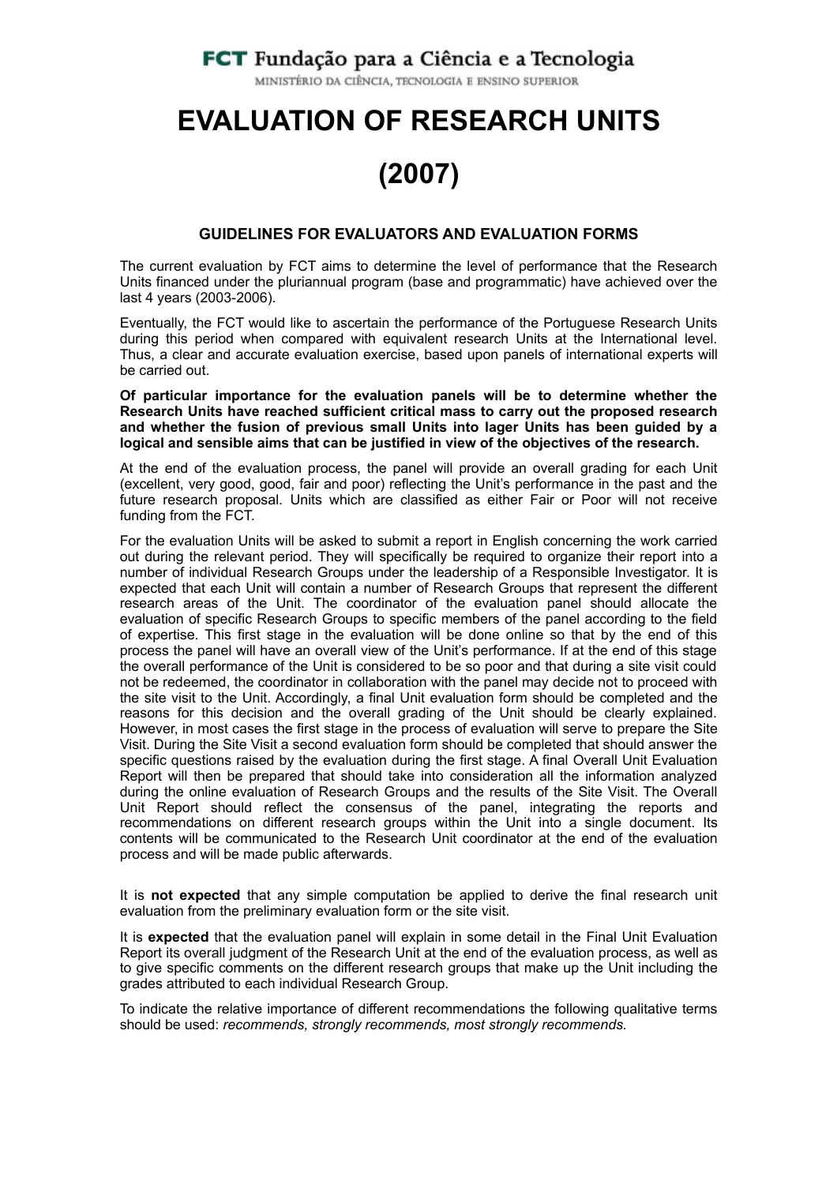FCT Fundação para a Ciência e a Tecnologia

MINISTÉRIO DA CIÊNCIA, TECNOLOGIA E ENSINO SUPERIOR

# EVALUATION OF RESEARCH UNITS

# (2007)

### GUIDELINES FOR EVALUATORS AND EVALUATION FORMS

The current evaluation by FCT aims to determine the level of performance that the Research Units financed under the pluriannual program (base and programmatic) have achieved over the last 4 years (2003-2006).

Eventually, the FCT would like to ascertain the performance of the Portuguese Research Units during this period when compared with equivalent research Units at the International level. Thus, a clear and accurate evaluation exercise, based upon panels of international experts will be carried out.

**Of particular importance for the evaluation panels will be to determine whether the Research Units have reached sufficient critical mass to carry out the proposed research and whether the fusion of previous small Units into lager Units has been guided by a logical and sensible aims that can be justified in view of the objectives of the research.**

At the end of the evaluation process, the panel will provide an overall grading for each Unit (excellent, very good, good, fair and poor) reflecting the Unit's performance in the past and the future research proposal. Units which are classified as either Fair or Poor will not receive funding from the FCT.

For the evaluation Units will be asked to submit a report in English concerning the work carried out during the relevant period. They will specifically be required to organize their report into a number of individual Research Groups under the leadership of a Responsible Investigator. It is expected that each Unit will contain a number of Research Groups that represent the different research areas of the Unit. The coordinator of the evaluation panel should allocate the evaluation of specific Research Groups to specific members of the panel according to the field of expertise. This first stage in the evaluation will be done online so that by the end of this process the panel will have an overall view of the Unit's performance. If at the end of this stage the overall performance of the Unit is considered to be so poor and that during a site visit could not be redeemed, the coordinator in collaboration with the panel may decide not to proceed with the site visit to the Unit. Accordingly, a final Unit evaluation form should be completed and the reasons for this decision and the overall grading of the Unit should be clearly explained. However, in most cases the first stage in the process of evaluation will serve to prepare the Site Visit. During the Site Visit a second evaluation form should be completed that should answer the specific questions raised by the evaluation during the first stage. A final Overall Unit Evaluation Report will then be prepared that should take into consideration all the information analyzed during the online evaluation of Research Groups and the results of the Site Visit. The Overall Unit Report should reflect the consensus of the panel, integrating the reports and recommendations on different research groups within the Unit into a single document. Its contents will be communicated to the Research Unit coordinator at the end of the evaluation process and will be made public afterwards.

It is **not expected** that any simple computation be applied to derive the final research unit evaluation from the preliminary evaluation form or the site visit.

It is **expected** that the evaluation panel will explain in some detail in the Final Unit Evaluation Report its overall judgment of the Research Unit at the end of the evaluation process, as well as to give specific comments on the different research groups that make up the Unit including the grades attributed to each individual Research Group.

To indicate the relative importance of different recommendations the following qualitative terms should be used: *recommends, strongly recommends, most strongly recommends.*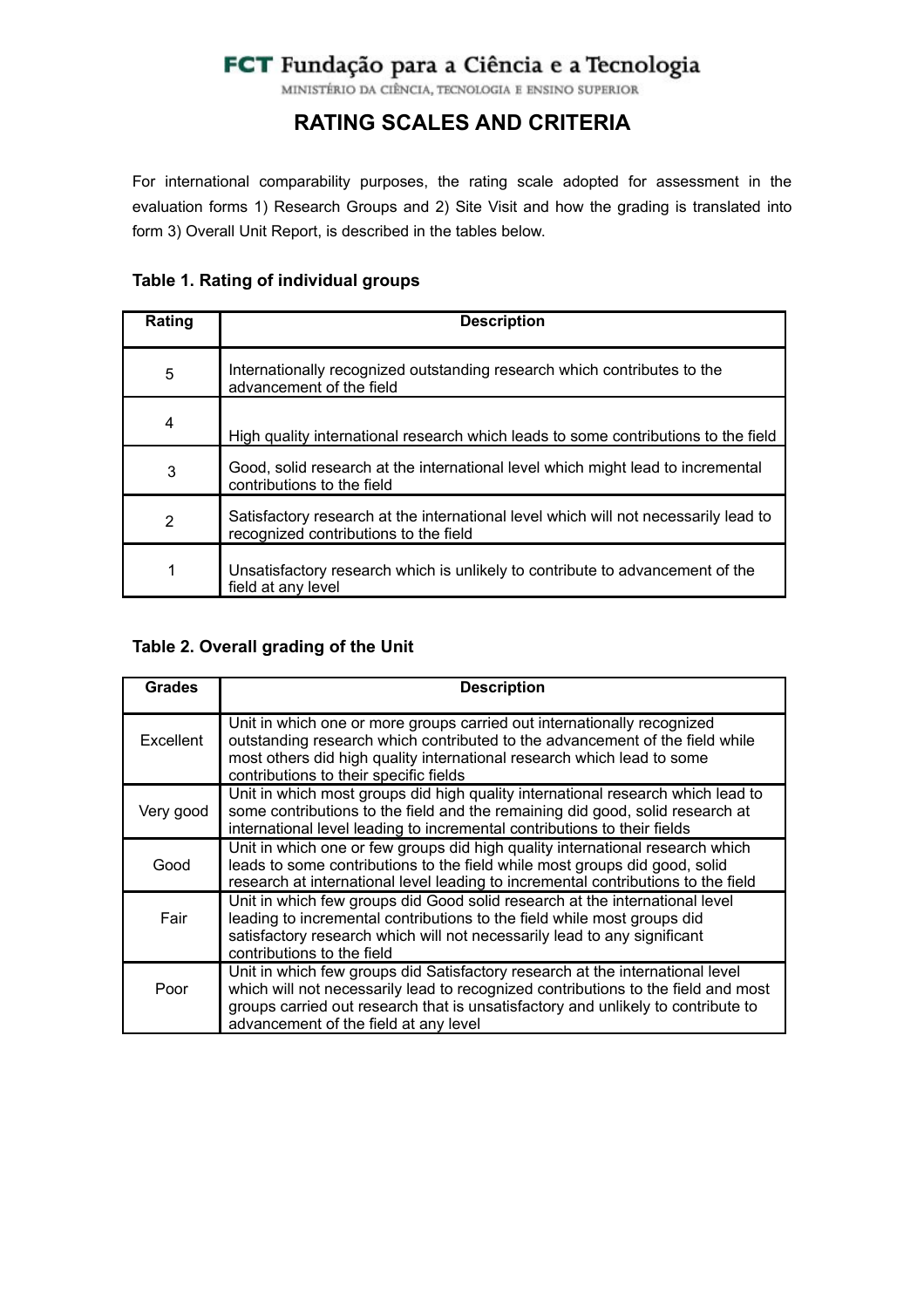FCT Fundação para a Ciência e a Tecnologia

MINISTÉRIO DA CIÊNCIA, TECNOLOGIA E ENSINO SUPERIOR

# RATING SCALES AND CRITERIA

For international comparability purposes, the rating scale adopted for assessment in the evaluation forms 1) Research Groups and 2) Site Visit and how the grading is translated into form 3) Overall Unit Report, is described in the tables below.

**Table 1. Rating of individual groups**

| Rating | Description |
| --- | --- |
| 5 | Internationally recognized outstanding research which contributes to the advancement of the field |
| 4 | High quality international research which leads to some contributions to the field |
| 3 | Good, solid research at the international level which might lead to incremental contributions to the field |
| 2 | Satisfactory research at the international level which will not necessarily lead to recognized contributions to the field |
| 1 | Unsatisfactory research which is unlikely to contribute to advancement of the field at any level |

**Table 2. Overall grading of the Unit**

| Grades | Description |
| --- | --- |
| Excellent | Unit in which one or more groups carried out internationally recognized outstanding research which contributed to the advancement of the field while most others did high quality international research which lead to some contributions to their specific fields |
| Very good | Unit in which most groups did high quality international research which lead to some contributions to the field and the remaining did good, solid research at international level leading to incremental contributions to their fields |
| Good | Unit in which one or few groups did high quality international research which leads to some contributions to the field while most groups did good, solid research at international level leading to incremental contributions to the field |
| Fair | Unit in which few groups did Good solid research at the international level leading to incremental contributions to the field while most groups did satisfactory research which will not necessarily lead to any significant contributions to the field |
| Poor | Unit in which few groups did Satisfactory research at the international level which will not necessarily lead to recognized contributions to the field and most groups carried out research that is unsatisfactory and unlikely to contribute to advancement of the field at any level |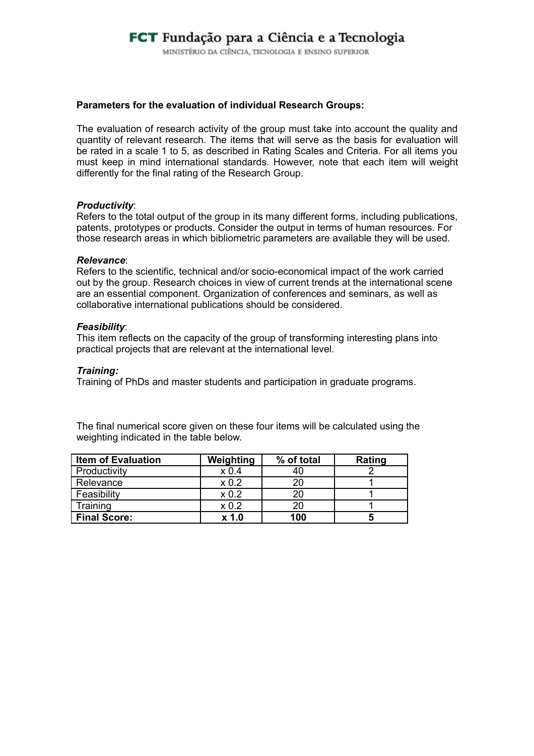FCT Fundação para a Ciência e a Tecnologia

MINISTÉRIO DA CIÊNCIA, TECNOLOGIA E ENSINO SUPERIOR

**Parameters for the evaluation of individual Research Groups:**

The evaluation of research activity of the group must take into account the quality and quantity of relevant research. The items that will serve as the basis for evaluation will be rated in a scale 1 to 5, as described in Rating Scales and Criteria. For all items you must keep in mind international standards. However, note that each item will weight differently for the final rating of the Research Group.

***Productivity***:
Refers to the total output of the group in its many different forms, including publications, patents, prototypes or products. Consider the output in terms of human resources. For those research areas in which bibliometric parameters are available they will be used.

***Relevance***:
Refers to the scientific, technical and/or socio-economical impact of the work carried out by the group. Research choices in view of current trends at the international scene are an essential component. Organization of conferences and seminars, as well as collaborative international publications should be considered.

***Feasibility***:
This item reflects on the capacity of the group of transforming interesting plans into practical projects that are relevant at the international level.

***Training:***
Training of PhDs and master students and participation in graduate programs.

The final numerical score given on these four items will be calculated using the weighting indicated in the table below.

| Item of Evaluation | Weighting | % of total | Rating |
|---|---|---|---|
| Productivity | x 0.4 | 40 | 2 |
| Relevance | x 0.2 | 20 | 1 |
| Feasibility | x 0.2 | 20 | 1 |
| Training | x 0.2 | 20 | 1 |
| **Final Score:** | **x 1.0** | **100** | **5** |